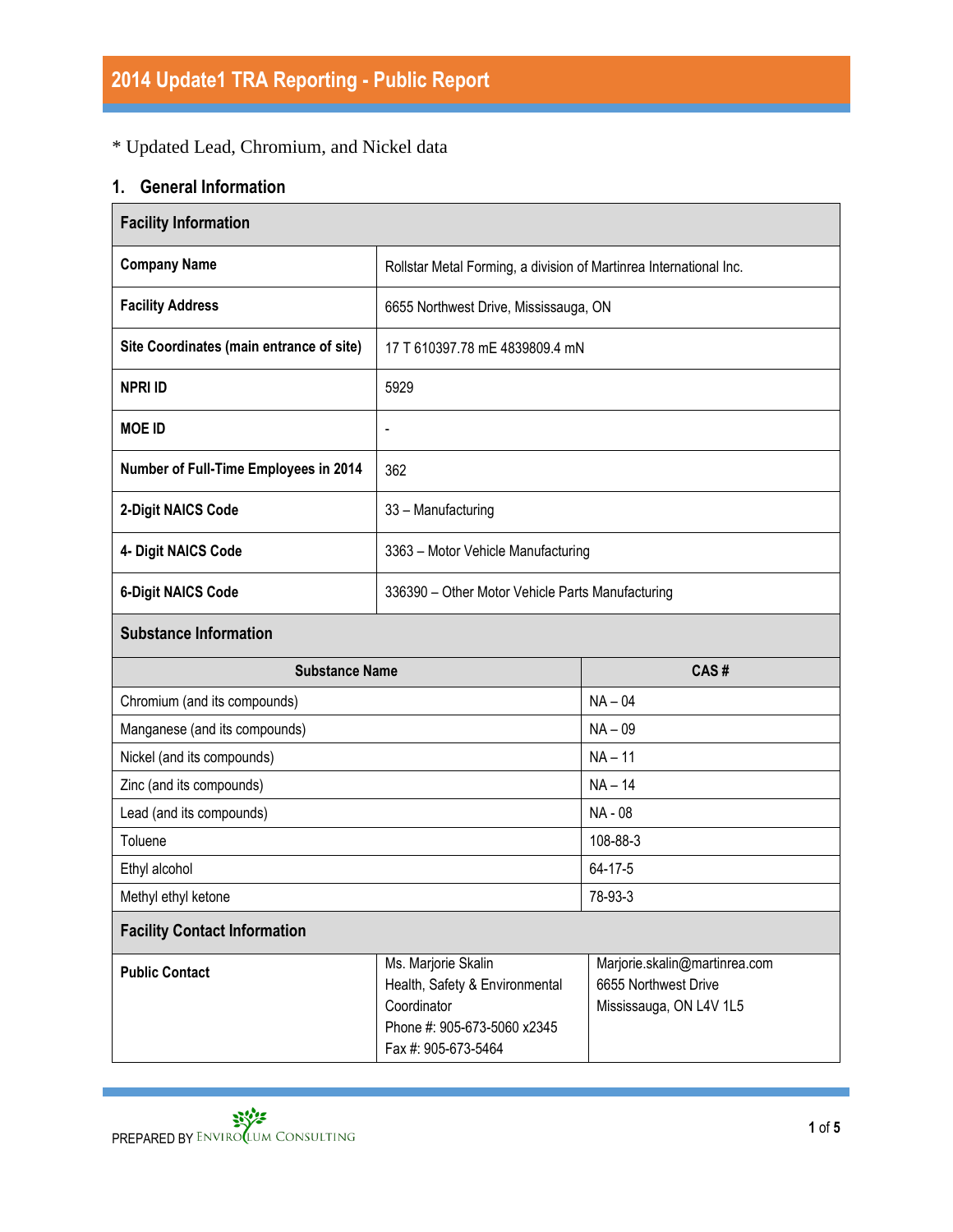# 2014 Update1 TRA Reporting - Public Report

\* Updated Lead, Chromium, and Nickel data

## 1. General Information

| Facility Information | |
|---|---|
| **Company Name** | Rollstar Metal Forming, a division of Martinrea International Inc. |
| **Facility Address** | 6655 Northwest Drive, Mississauga, ON |
| **Site Coordinates (main entrance of site)** | 17 T 610397.78 mE 4839809.4 mN |
| **NPRI ID** | 5929 |
| **MOE ID** | - |
| **Number of Full-Time Employees in 2014** | 362 |
| **2-Digit NAICS Code** | 33 – Manufacturing |
| **4- Digit NAICS Code** | 3363 – Motor Vehicle Manufacturing |
| **6-Digit NAICS Code** | 336390 – Other Motor Vehicle Parts Manufacturing |

| Substance Information | |
|---|---|
| **Substance Name** | **CAS #** |
| Chromium (and its compounds) | NA – 04 |
| Manganese (and its compounds) | NA – 09 |
| Nickel (and its compounds) | NA – 11 |
| Zinc (and its compounds) | NA – 14 |
| Lead (and its compounds) | NA - 08 |
| Toluene | 108-88-3 |
| Ethyl alcohol | 64-17-5 |
| Methyl ethyl ketone | 78-93-3 |

| Facility Contact Information | | |
|---|---|---|
| **Public Contact** | Ms. Marjorie Skalin<br>Health, Safety & Environmental Coordinator<br>Phone #: 905-673-5060 x2345<br>Fax #: 905-673-5464 | Marjorie.skalin@martinrea.com<br>6655 Northwest Drive<br>Mississauga, ON L4V 1L5 |

PREPARED BY ENVIROCLUM CONSULTING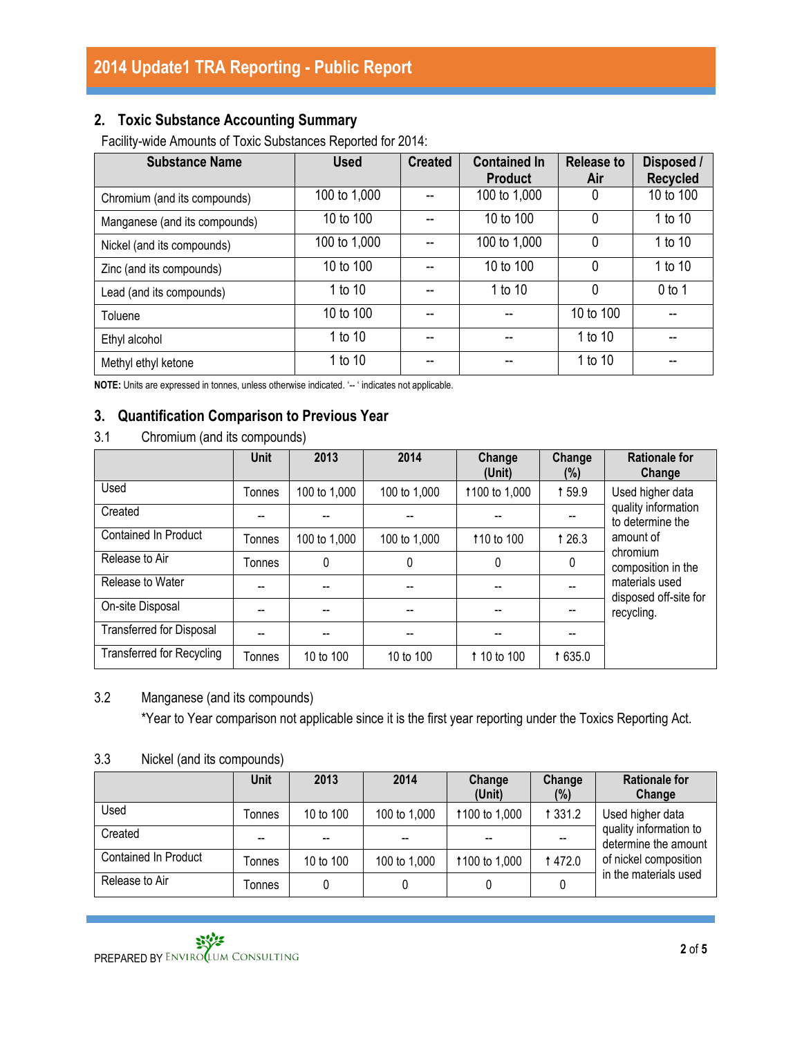## 2. Toxic Substance Accounting Summary

Facility-wide Amounts of Toxic Substances Reported for 2014:

| Substance Name | Used | Created | Contained In Product | Release to Air | Disposed / Recycled |
|---|---|---|---|---|---|
| Chromium (and its compounds) | 100 to 1,000 | -- | 100 to 1,000 | 0 | 10 to 100 |
| Manganese (and its compounds) | 10 to 100 | -- | 10 to 100 | 0 | 1 to 10 |
| Nickel (and its compounds) | 100 to 1,000 | -- | 100 to 1,000 | 0 | 1 to 10 |
| Zinc (and its compounds) | 10 to 100 | -- | 10 to 100 | 0 | 1 to 10 |
| Lead (and its compounds) | 1 to 10 | -- | 1 to 10 | 0 | 0 to 1 |
| Toluene | 10 to 100 | -- | -- | 10 to 100 | -- |
| Ethyl alcohol | 1 to 10 | -- | -- | 1 to 10 | -- |
| Methyl ethyl ketone | 1 to 10 | -- | -- | 1 to 10 | -- |

**NOTE:** Units are expressed in tonnes, unless otherwise indicated. '-- ' indicates not applicable.

## 3. Quantification Comparison to Previous Year

### 3.1 Chromium (and its compounds)

| | Unit | 2013 | 2014 | Change (Unit) | Change (%) | Rationale for Change |
|---|---|---|---|---|---|---|
| Used | Tonnes | 100 to 1,000 | 100 to 1,000 | ↑100 to 1,000 | ↑ 59.9 | Used higher data quality information to determine the amount of chromium composition in the materials used disposed off-site for recycling. |
| Created | -- | -- | -- | -- | -- | |
| Contained In Product | Tonnes | 100 to 1,000 | 100 to 1,000 | ↑10 to 100 | ↑ 26.3 | |
| Release to Air | Tonnes | 0 | 0 | 0 | 0 | |
| Release to Water | -- | -- | -- | -- | -- | |
| On-site Disposal | -- | -- | -- | -- | -- | |
| Transferred for Disposal | -- | -- | -- | -- | -- | |
| Transferred for Recycling | Tonnes | 10 to 100 | 10 to 100 | ↑ 10 to 100 | ↑ 635.0 | |

### 3.2 Manganese (and its compounds)

*Year to Year comparison not applicable since it is the first year reporting under the Toxics Reporting Act.

### 3.3 Nickel (and its compounds)

| | Unit | 2013 | 2014 | Change (Unit) | Change (%) | Rationale for Change |
|---|---|---|---|---|---|---|
| Used | Tonnes | 10 to 100 | 100 to 1,000 | ↑100 to 1,000 | ↑ 331.2 | Used higher data quality information to determine the amount of nickel composition in the materials used |
| Created | -- | -- | -- | -- | -- | |
| Contained In Product | Tonnes | 10 to 100 | 100 to 1,000 | ↑100 to 1,000 | ↑ 472.0 | |
| Release to Air | Tonnes | 0 | 0 | 0 | 0 | |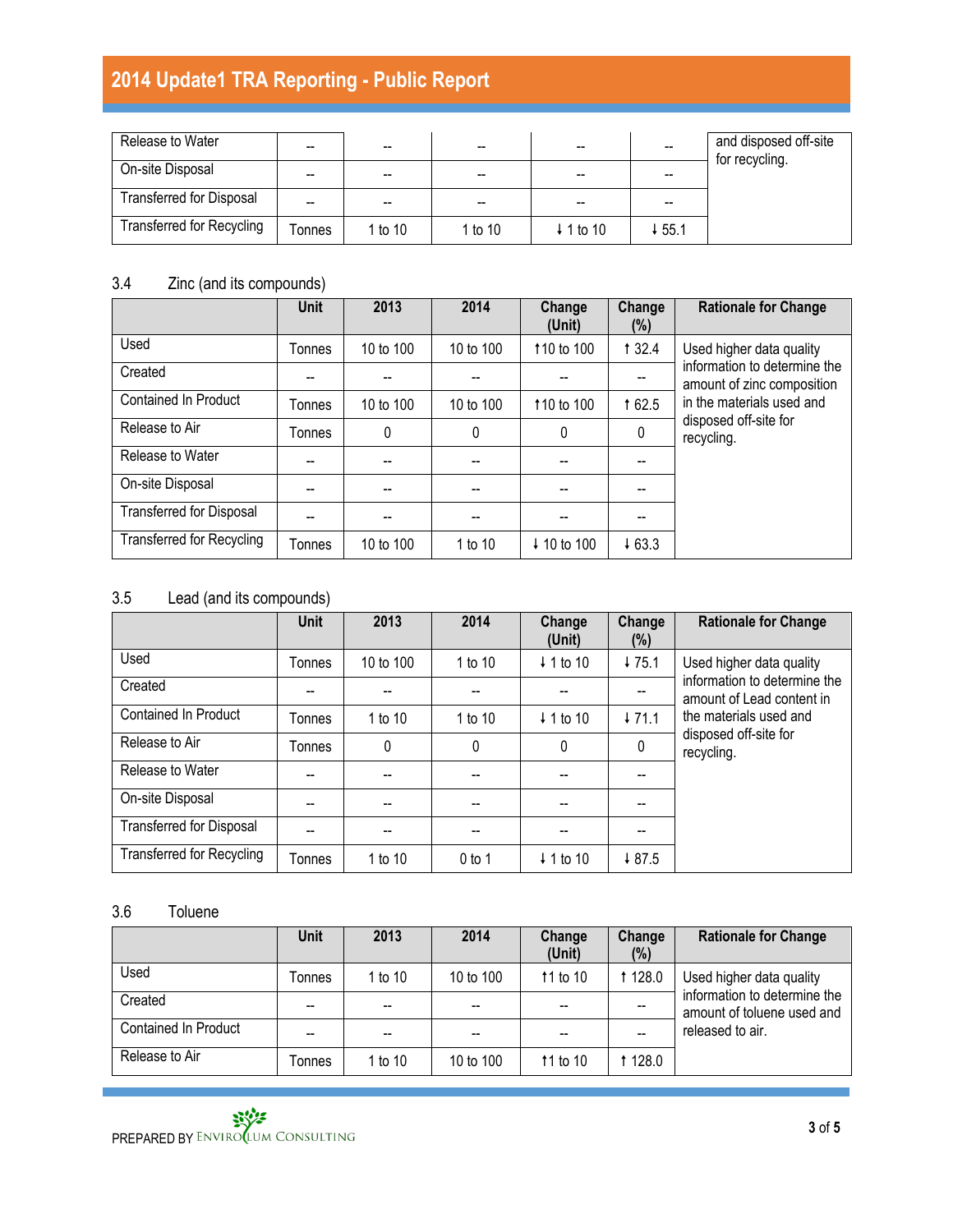| | | | | | | |
|---|---|---|---|---|---|---|
| Release to Water | -- | -- | -- | -- | -- | and disposed off-site for recycling. |
| On-site Disposal | -- | -- | -- | -- | -- | |
| Transferred for Disposal | -- | -- | -- | -- | -- | |
| Transferred for Recycling | Tonnes | 1 to 10 | 1 to 10 | ↓ 1 to 10 | ↓ 55.1 | |

### 3.4 Zinc (and its compounds)

| | Unit | 2013 | 2014 | Change (Unit) | Change (%) | Rationale for Change |
|---|---|---|---|---|---|---|
| Used | Tonnes | 10 to 100 | 10 to 100 | ↑10 to 100 | ↑ 32.4 | Used higher data quality information to determine the amount of zinc composition in the materials used and disposed off-site for recycling. |
| Created | -- | -- | -- | -- | -- | |
| Contained In Product | Tonnes | 10 to 100 | 10 to 100 | ↑10 to 100 | ↑ 62.5 | |
| Release to Air | Tonnes | 0 | 0 | 0 | 0 | |
| Release to Water | -- | -- | -- | -- | -- | |
| On-site Disposal | -- | -- | -- | -- | -- | |
| Transferred for Disposal | -- | -- | -- | -- | -- | |
| Transferred for Recycling | Tonnes | 10 to 100 | 1 to 10 | ↓ 10 to 100 | ↓ 63.3 | |

### 3.5 Lead (and its compounds)

| | Unit | 2013 | 2014 | Change (Unit) | Change (%) | Rationale for Change |
|---|---|---|---|---|---|---|
| Used | Tonnes | 10 to 100 | 1 to 10 | ↓ 1 to 10 | ↓ 75.1 | Used higher data quality information to determine the amount of Lead content in the materials used and disposed off-site for recycling. |
| Created | -- | -- | -- | -- | -- | |
| Contained In Product | Tonnes | 1 to 10 | 1 to 10 | ↓ 1 to 10 | ↓ 71.1 | |
| Release to Air | Tonnes | 0 | 0 | 0 | 0 | |
| Release to Water | -- | -- | -- | -- | -- | |
| On-site Disposal | -- | -- | -- | -- | -- | |
| Transferred for Disposal | -- | -- | -- | -- | -- | |
| Transferred for Recycling | Tonnes | 1 to 10 | 0 to 1 | ↓ 1 to 10 | ↓ 87.5 | |

### 3.6 Toluene

| | Unit | 2013 | 2014 | Change (Unit) | Change (%) | Rationale for Change |
|---|---|---|---|---|---|---|
| Used | Tonnes | 1 to 10 | 10 to 100 | ↑1 to 10 | ↑ 128.0 | Used higher data quality information to determine the amount of toluene used and released to air. |
| Created | -- | -- | -- | -- | -- | |
| Contained In Product | -- | -- | -- | -- | -- | |
| Release to Air | Tonnes | 1 to 10 | 10 to 100 | ↑1 to 10 | ↑ 128.0 | |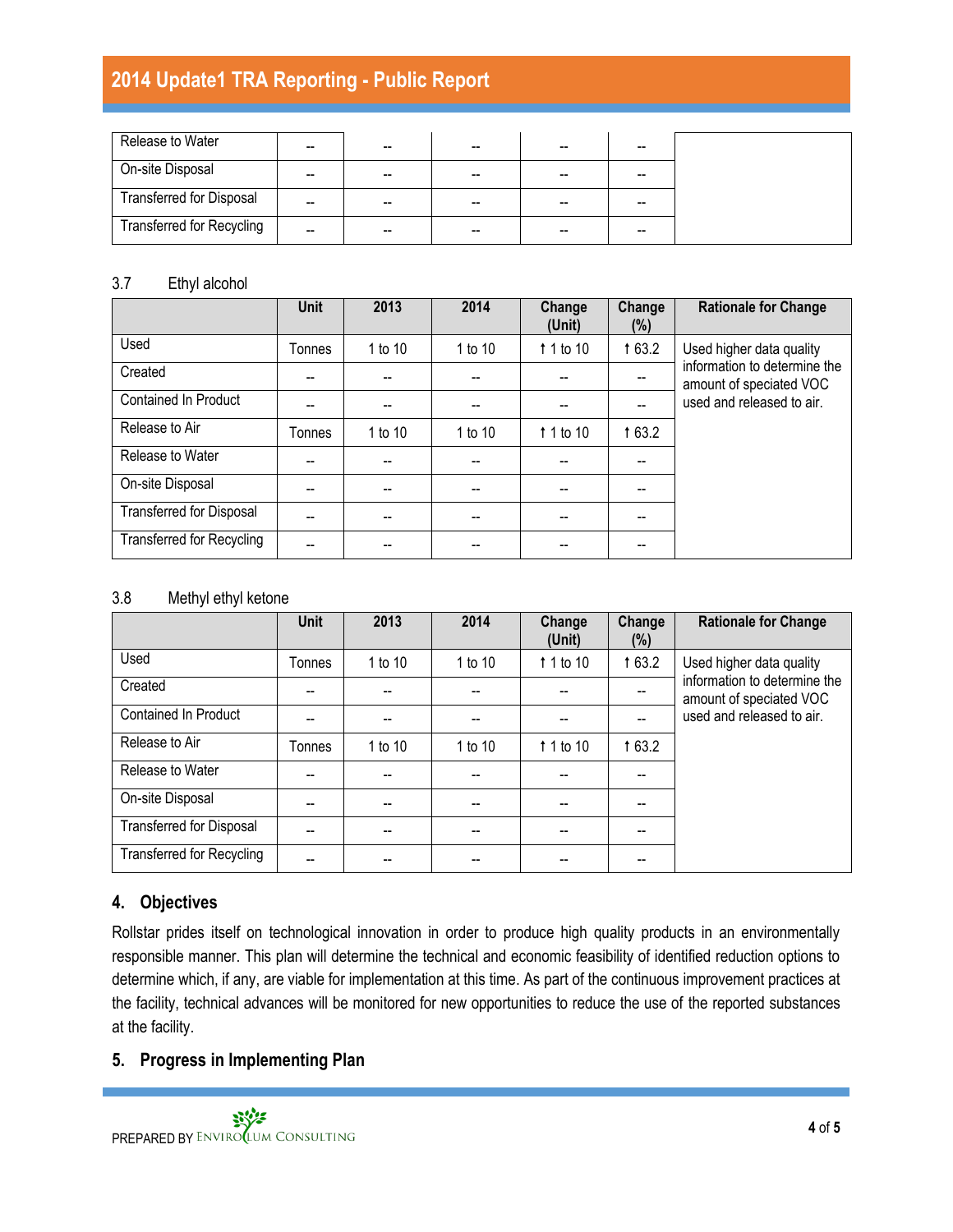| | | | | | | |
|---|---|---|---|---|---|---|
| Release to Water | -- | -- | -- | -- | -- | |
| On-site Disposal | -- | -- | -- | -- | -- | |
| Transferred for Disposal | -- | -- | -- | -- | -- | |
| Transferred for Recycling | -- | -- | -- | -- | -- | |

### 3.7 Ethyl alcohol

| | Unit | 2013 | 2014 | Change (Unit) | Change (%) | Rationale for Change |
|---|---|---|---|---|---|---|
| Used | Tonnes | 1 to 10 | 1 to 10 | ↑ 1 to 10 | ↑ 63.2 | Used higher data quality information to determine the amount of speciated VOC used and released to air. |
| Created | -- | -- | -- | -- | -- | |
| Contained In Product | -- | -- | -- | -- | -- | |
| Release to Air | Tonnes | 1 to 10 | 1 to 10 | ↑ 1 to 10 | ↑ 63.2 | |
| Release to Water | -- | -- | -- | -- | -- | |
| On-site Disposal | -- | -- | -- | -- | -- | |
| Transferred for Disposal | -- | -- | -- | -- | -- | |
| Transferred for Recycling | -- | -- | -- | -- | -- | |

### 3.8 Methyl ethyl ketone

| | Unit | 2013 | 2014 | Change (Unit) | Change (%) | Rationale for Change |
|---|---|---|---|---|---|---|
| Used | Tonnes | 1 to 10 | 1 to 10 | ↑ 1 to 10 | ↑ 63.2 | Used higher data quality information to determine the amount of speciated VOC used and released to air. |
| Created | -- | -- | -- | -- | -- | |
| Contained In Product | -- | -- | -- | -- | -- | |
| Release to Air | Tonnes | 1 to 10 | 1 to 10 | ↑ 1 to 10 | ↑ 63.2 | |
| Release to Water | -- | -- | -- | -- | -- | |
| On-site Disposal | -- | -- | -- | -- | -- | |
| Transferred for Disposal | -- | -- | -- | -- | -- | |
| Transferred for Recycling | -- | -- | -- | -- | -- | |

## 4. Objectives

Rollstar prides itself on technological innovation in order to produce high quality products in an environmentally responsible manner. This plan will determine the technical and economic feasibility of identified reduction options to determine which, if any, are viable for implementation at this time. As part of the continuous improvement practices at the facility, technical advances will be monitored for new opportunities to reduce the use of the reported substances at the facility.

## 5. Progress in Implementing Plan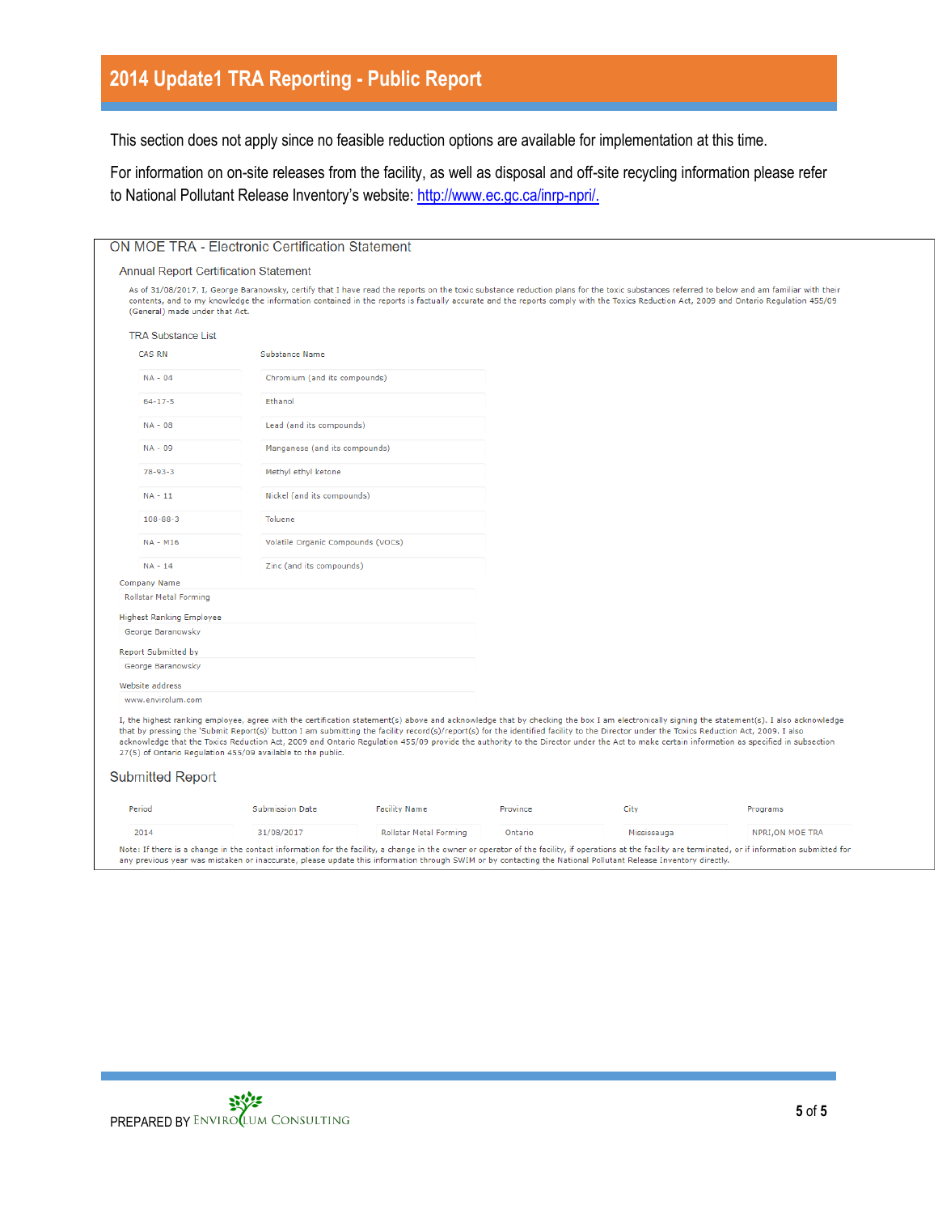This section does not apply since no feasible reduction options are available for implementation at this time.

For information on on-site releases from the facility, as well as disposal and off-site recycling information please refer to National Pollutant Release Inventory's website: http://www.ec.gc.ca/inrp-npri/.

## ON MOE TRA - Electronic Certification Statement

### Annual Report Certification Statement

As of 31/08/2017, I, George Baranowsky, certify that I have read the reports on the toxic substance reduction plans for the toxic substances referred to below and am familiar with their contents, and to my knowledge the information contained in the reports is factually accurate and the reports comply with the Toxics Reduction Act, 2009 and Ontario Regulation 455/09 (General) made under that Act.

#### TRA Substance List

| CAS RN | Substance Name |
|---|---|
| NA - 04 | Chromium (and its compounds) |
| 64-17-5 | Ethanol |
| NA - 08 | Lead (and its compounds) |
| NA - 09 | Manganese (and its compounds) |
| 78-93-3 | Methyl ethyl ketone |
| NA - 11 | Nickel (and its compounds) |
| 108-88-3 | Toluene |
| NA - M16 | Volatile Organic Compounds (VOCs) |
| NA - 14 | Zinc (and its compounds) |

Company Name
Rollstar Metal Forming

Highest Ranking Employee
George Baranowsky

Report Submitted by
George Baranowsky

Website address
www.envirolum.com

I, the highest ranking employee, agree with the certification statement(s) above and acknowledge that by checking the box I am electronically signing the statement(s). I also acknowledge that by pressing the 'Submit Report(s)' button I am submitting the facility record(s)/report(s) for the identified facility to the Director under the Toxics Reduction Act, 2009. I also acknowledge that the Toxics Reduction Act, 2009 and Ontario Regulation 455/09 provide the authority to the Director under the Act to make certain information as specified in subsection 27(5) of Ontario Regulation 455/09 available to the public.

## Submitted Report

| Period | Submission Date | Facility Name | Province | City | Programs |
|---|---|---|---|---|---|
| 2014 | 31/08/2017 | Rollstar Metal Forming | Ontario | Mississauga | NPRI,ON MOE TRA |

Note: If there is a change in the contact information for the facility, a change in the owner or operator of the facility, if operations at the facility are terminated, or if information submitted for any previous year was mistaken or inaccurate, please update this information through SWIM or by contacting the National Pollutant Release Inventory directly.